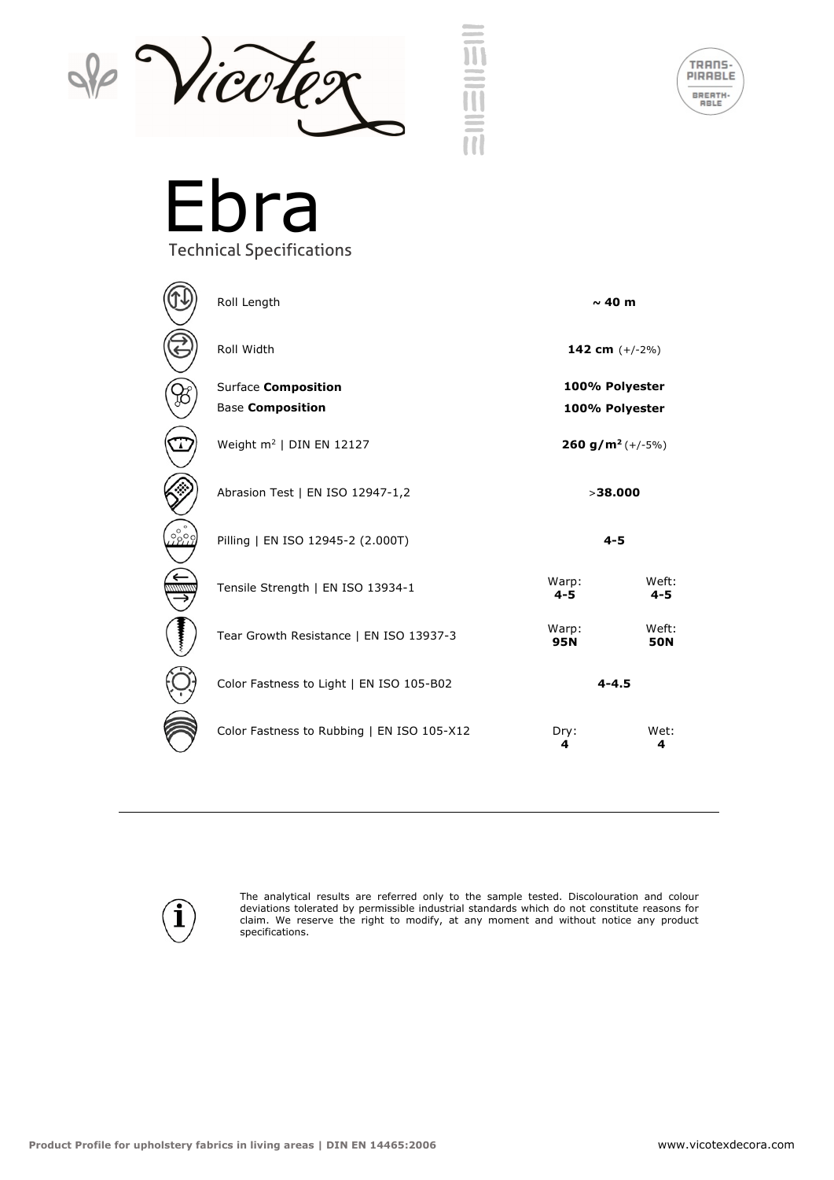Vicotex

TRANS-PIRABLE BREATH-ABLE

# Ebra

Technical Specifications

| Property | Value | |
|---|---|---|
| Roll Length | **~ 40 m** | |
| Roll Width | **142 cm** (+/-2%) | |
| Surface **Composition** | **100% Polyester** | |
| Base **Composition** | **100% Polyester** | |
| Weight m² \| DIN EN 12127 | **260 g/m²** (+/-5%) | |
| Abrasion Test \| EN ISO 12947-1,2 | >**38.000** | |
| Pilling \| EN ISO 12945-2 (2.000T) | **4-5** | |
| Tensile Strength \| EN ISO 13934-1 | Warp: **4-5** | Weft: **4-5** |
| Tear Growth Resistance \| EN ISO 13937-3 | Warp: **95N** | Weft: **50N** |
| Color Fastness to Light \| EN ISO 105-B02 | **4-4.5** | |
| Color Fastness to Rubbing \| EN ISO 105-X12 | Dry: **4** | Wet: **4** |

---

The analytical results are referred only to the sample tested. Discolouration and colour deviations tolerated by permissible industrial standards which do not constitute reasons for claim. We reserve the right to modify, at any moment and without notice any product specifications.

**Product Profile for upholstery fabrics in living areas | DIN EN 14465:2006**

www.vicotexdecora.com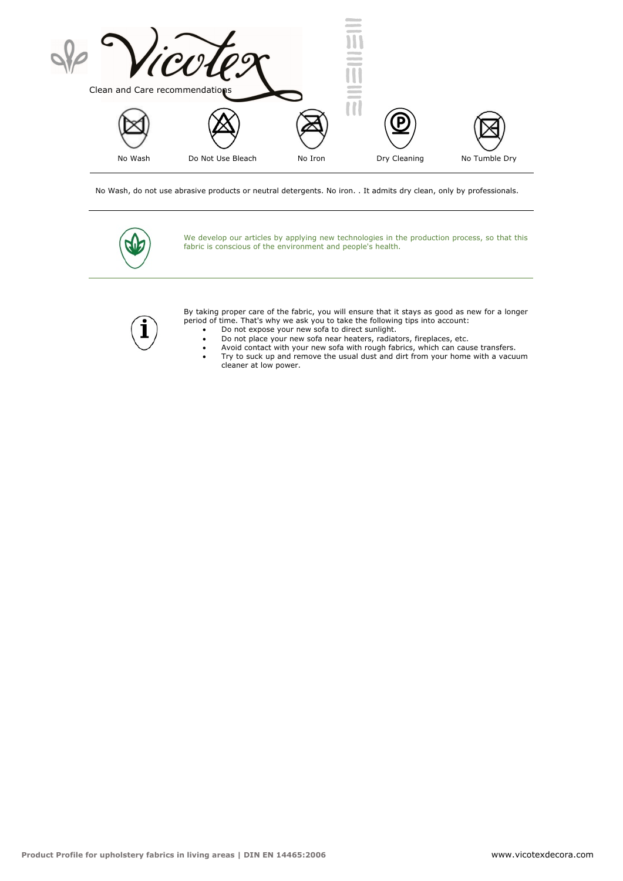Clean and Care recommendations

| No Wash | Do Not Use Bleach | No Iron | Dry Cleaning | No Tumble Dry |
| --- | --- | --- | --- | --- |

No Wash, do not use abrasive products or neutral detergents. No iron. . It admits dry clean, only by professionals.

We develop our articles by applying new technologies in the production process, so that this fabric is conscious of the environment and people's health.

By taking proper care of the fabric, you will ensure that it stays as good as new for a longer period of time. That's why we ask you to take the following tips into account:

- Do not expose your new sofa to direct sunlight.
- Do not place your new sofa near heaters, radiators, fireplaces, etc.
- Avoid contact with your new sofa with rough fabrics, which can cause transfers.
- Try to suck up and remove the usual dust and dirt from your home with a vacuum cleaner at low power.